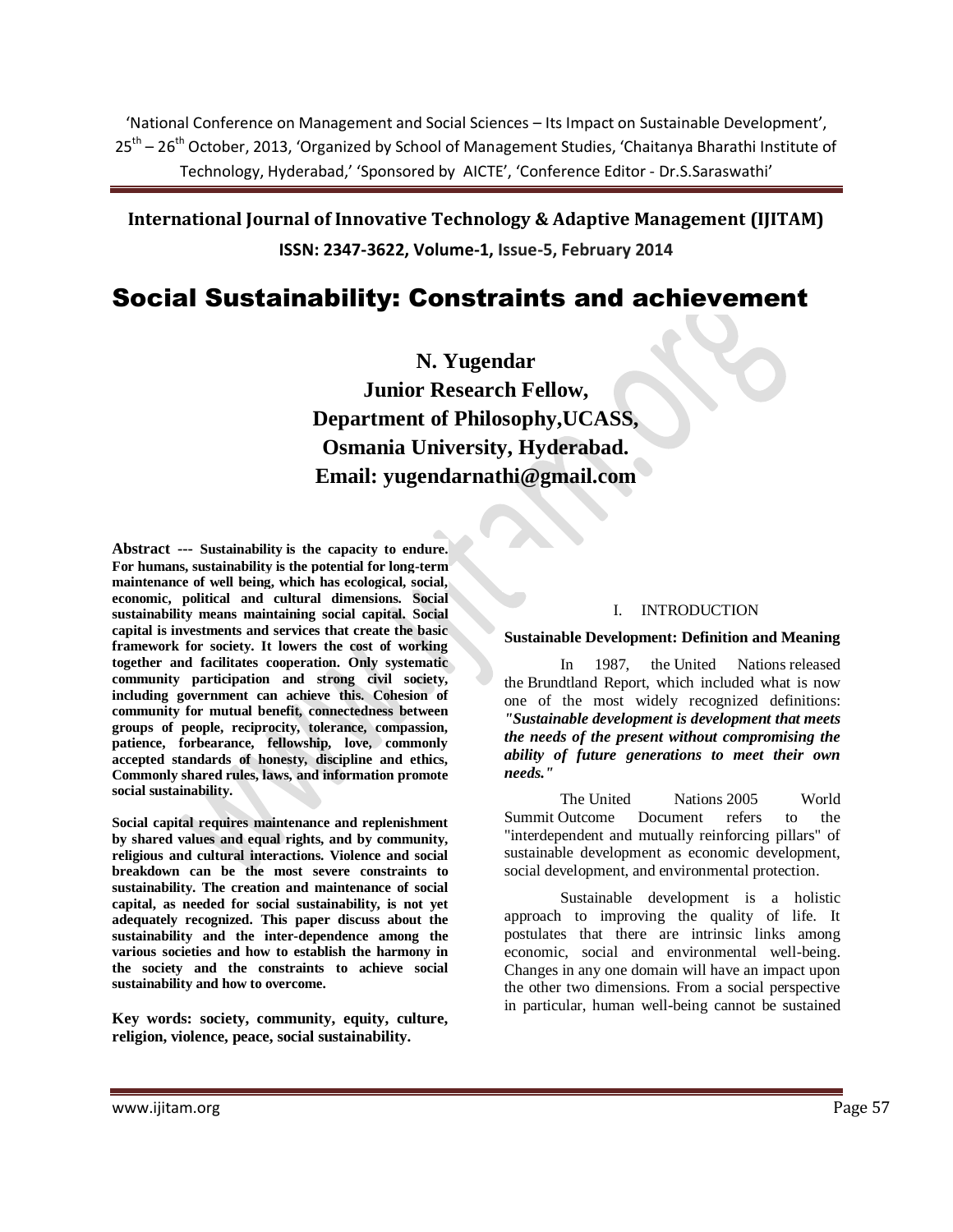'National Conference on Management and Social Sciences – Its Impact on Sustainable Development', 25th – 26th October, 2013, 'Organized by School of Management Studies, 'Chaitanya Bharathi Institute of Technology, Hyderabad,' 'Sponsored by AICTE', 'Conference Editor - Dr.S.Saraswathi'

**International Journal of Innovative Technology & Adaptive Management (IJITAM)**
**ISSN: 2347-3622, Volume-1, Issue-5, February 2014**

# Social Sustainability: Constraints and achievement

**N. Yugendar**
**Junior Research Fellow,**
**Department of Philosophy,UCASS,**
**Osmania University, Hyderabad.**
**Email: yugendarnathi@gmail.com**

**Abstract --- Sustainability is the capacity to endure. For humans, sustainability is the potential for long-term maintenance of well being, which has ecological, social, economic, political and cultural dimensions. Social sustainability means maintaining social capital. Social capital is investments and services that create the basic framework for society. It lowers the cost of working together and facilitates cooperation. Only systematic community participation and strong civil society, including government can achieve this. Cohesion of community for mutual benefit, connectedness between groups of people, reciprocity, tolerance, compassion, patience, forbearance, fellowship, love, commonly accepted standards of honesty, discipline and ethics, Commonly shared rules, laws, and information promote social sustainability.**

**Social capital requires maintenance and replenishment by shared values and equal rights, and by community, religious and cultural interactions. Violence and social breakdown can be the most severe constraints to sustainability. The creation and maintenance of social capital, as needed for social sustainability, is not yet adequately recognized. This paper discuss about the sustainability and the inter-dependence among the various societies and how to establish the harmony in the society and the constraints to achieve social sustainability and how to overcome.**

**Key words: society, community, equity, culture, religion, violence, peace, social sustainability.**

## I. INTRODUCTION

### Sustainable Development: Definition and Meaning

In 1987, the United Nations released the Brundtland Report, which included what is now one of the most widely recognized definitions: ***"Sustainable development is development that meets the needs of the present without compromising the ability of future generations to meet their own needs."***

The United Nations 2005 World Summit Outcome Document refers to the "interdependent and mutually reinforcing pillars" of sustainable development as economic development, social development, and environmental protection.

Sustainable development is a holistic approach to improving the quality of life. It postulates that there are intrinsic links among economic, social and environmental well-being. Changes in any one domain will have an impact upon the other two dimensions. From a social perspective in particular, human well-being cannot be sustained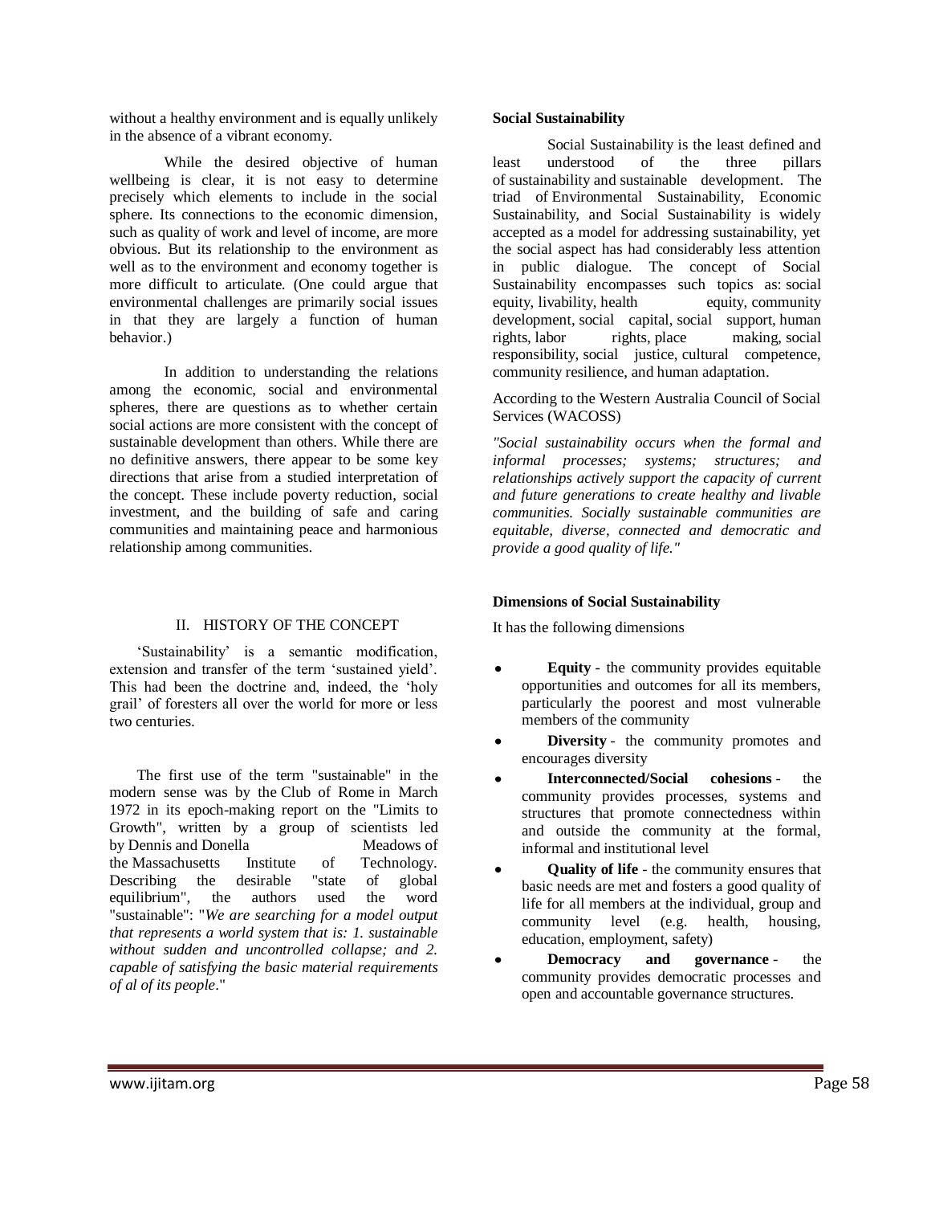without a healthy environment and is equally unlikely in the absence of a vibrant economy.

While the desired objective of human wellbeing is clear, it is not easy to determine precisely which elements to include in the social sphere. Its connections to the economic dimension, such as quality of work and level of income, are more obvious. But its relationship to the environment as well as to the environment and economy together is more difficult to articulate. (One could argue that environmental challenges are primarily social issues in that they are largely a function of human behavior.)

In addition to understanding the relations among the economic, social and environmental spheres, there are questions as to whether certain social actions are more consistent with the concept of sustainable development than others. While there are no definitive answers, there appear to be some key directions that arise from a studied interpretation of the concept. These include poverty reduction, social investment, and the building of safe and caring communities and maintaining peace and harmonious relationship among communities.

## II. HISTORY OF THE CONCEPT

'Sustainability' is a semantic modification, extension and transfer of the term 'sustained yield'. This had been the doctrine and, indeed, the 'holy grail' of foresters all over the world for more or less two centuries.

The first use of the term "sustainable" in the modern sense was by the Club of Rome in March 1972 in its epoch-making report on the "Limits to Growth", written by a group of scientists led by Dennis and Donella Meadows of the Massachusetts Institute of Technology. Describing the desirable "state of global equilibrium", the authors used the word "sustainable": "*We are searching for a model output that represents a world system that is: 1. sustainable without sudden and uncontrolled collapse; and 2. capable of satisfying the basic material requirements of al of its people*."

**Social Sustainability**

Social Sustainability is the least defined and least understood of the three pillars of sustainability and sustainable development. The triad of Environmental Sustainability, Economic Sustainability, and Social Sustainability is widely accepted as a model for addressing sustainability, yet the social aspect has had considerably less attention in public dialogue. The concept of Social Sustainability encompasses such topics as: social equity, livability, health equity, community development, social capital, social support, human rights, labor rights, place making, social responsibility, social justice, cultural competence, community resilience, and human adaptation.

According to the Western Australia Council of Social Services (WACOSS)

*"Social sustainability occurs when the formal and informal processes; systems; structures; and relationships actively support the capacity of current and future generations to create healthy and livable communities. Socially sustainable communities are equitable, diverse, connected and democratic and provide a good quality of life."*

**Dimensions of Social Sustainability**

It has the following dimensions

- **Equity** - the community provides equitable opportunities and outcomes for all its members, particularly the poorest and most vulnerable members of the community
- **Diversity** - the community promotes and encourages diversity
- **Interconnected/Social cohesions** - the community provides processes, systems and structures that promote connectedness within and outside the community at the formal, informal and institutional level
- **Quality of life** - the community ensures that basic needs are met and fosters a good quality of life for all members at the individual, group and community level (e.g. health, housing, education, employment, safety)
- **Democracy and governance** - the community provides democratic processes and open and accountable governance structures.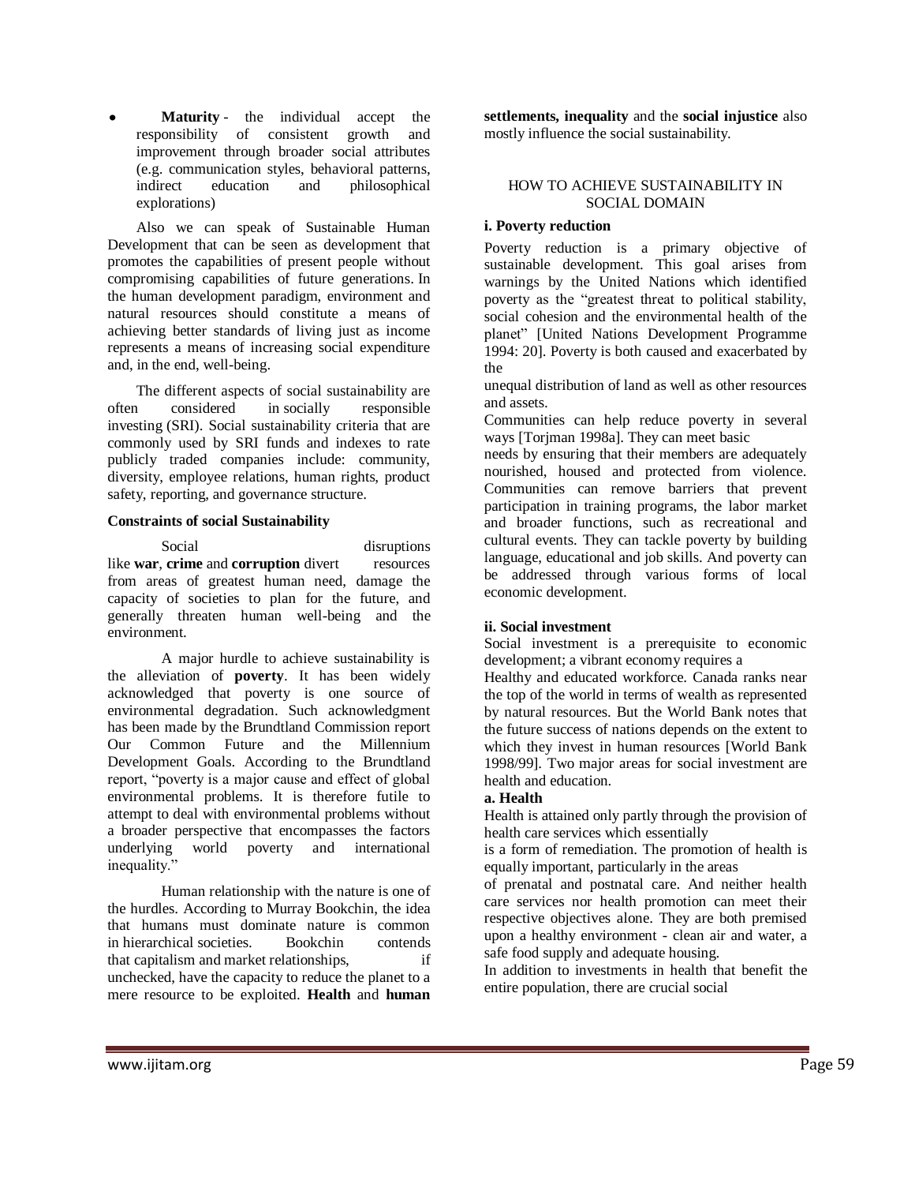- **Maturity** - the individual accept the responsibility of consistent growth and improvement through broader social attributes (e.g. communication styles, behavioral patterns, indirect education and philosophical explorations)

Also we can speak of Sustainable Human Development that can be seen as development that promotes the capabilities of present people without compromising capabilities of future generations. In the human development paradigm, environment and natural resources should constitute a means of achieving better standards of living just as income represents a means of increasing social expenditure and, in the end, well-being.

The different aspects of social sustainability are often considered in socially responsible investing (SRI). Social sustainability criteria that are commonly used by SRI funds and indexes to rate publicly traded companies include: community, diversity, employee relations, human rights, product safety, reporting, and governance structure.

**Constraints of social Sustainability**

Social disruptions like **war**, **crime** and **corruption** divert resources from areas of greatest human need, damage the capacity of societies to plan for the future, and generally threaten human well-being and the environment.

A major hurdle to achieve sustainability is the alleviation of **poverty**. It has been widely acknowledged that poverty is one source of environmental degradation. Such acknowledgment has been made by the Brundtland Commission report Our Common Future and the Millennium Development Goals. According to the Brundtland report, "poverty is a major cause and effect of global environmental problems. It is therefore futile to attempt to deal with environmental problems without a broader perspective that encompasses the factors underlying world poverty and international inequality."

Human relationship with the nature is one of the hurdles. According to Murray Bookchin, the idea that humans must dominate nature is common in hierarchical societies. Bookchin contends that capitalism and market relationships, if unchecked, have the capacity to reduce the planet to a mere resource to be exploited. **Health** and **human settlements, inequality** and the **social injustice** also mostly influence the social sustainability.

## HOW TO ACHIEVE SUSTAINABILITY IN SOCIAL DOMAIN

**i. Poverty reduction**

Poverty reduction is a primary objective of sustainable development. This goal arises from warnings by the United Nations which identified poverty as the "greatest threat to political stability, social cohesion and the environmental health of the planet" [United Nations Development Programme 1994: 20]. Poverty is both caused and exacerbated by the unequal distribution of land as well as other resources and assets.

Communities can help reduce poverty in several ways [Torjman 1998a]. They can meet basic needs by ensuring that their members are adequately nourished, housed and protected from violence. Communities can remove barriers that prevent participation in training programs, the labor market and broader functions, such as recreational and cultural events. They can tackle poverty by building language, educational and job skills. And poverty can be addressed through various forms of local economic development.

**ii. Social investment**

Social investment is a prerequisite to economic development; a vibrant economy requires a Healthy and educated workforce. Canada ranks near the top of the world in terms of wealth as represented by natural resources. But the World Bank notes that the future success of nations depends on the extent to which they invest in human resources [World Bank 1998/99]. Two major areas for social investment are health and education.

**a. Health**

Health is attained only partly through the provision of health care services which essentially is a form of remediation. The promotion of health is equally important, particularly in the areas of prenatal and postnatal care. And neither health care services nor health promotion can meet their respective objectives alone. They are both premised upon a healthy environment - clean air and water, a safe food supply and adequate housing.

In addition to investments in health that benefit the entire population, there are crucial social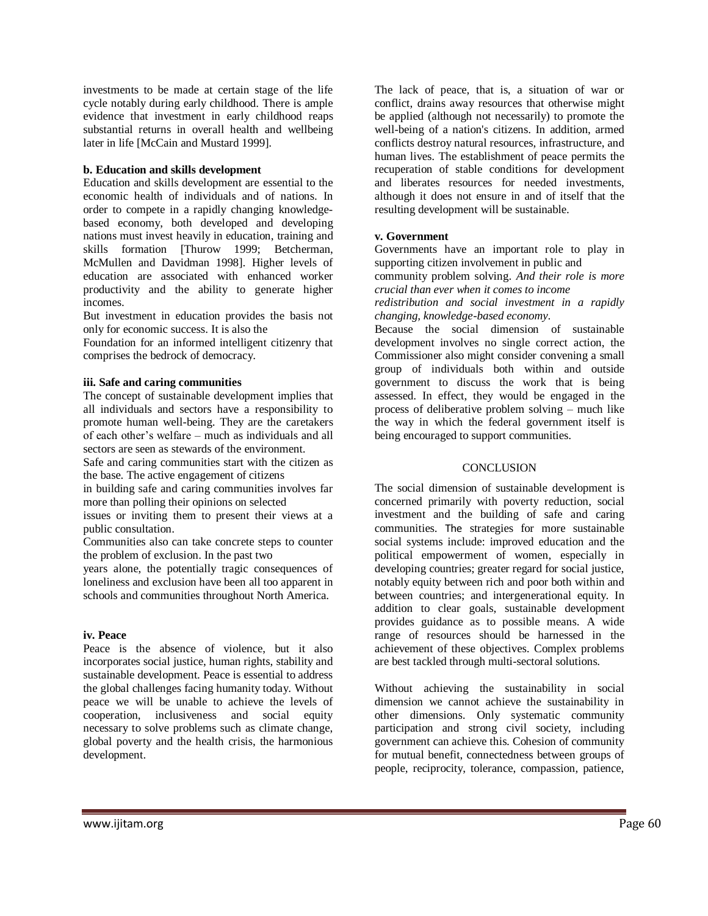investments to be made at certain stage of the life cycle notably during early childhood. There is ample evidence that investment in early childhood reaps substantial returns in overall health and wellbeing later in life [McCain and Mustard 1999].

**b. Education and skills development**

Education and skills development are essential to the economic health of individuals and of nations. In order to compete in a rapidly changing knowledge-based economy, both developed and developing nations must invest heavily in education, training and skills formation [Thurow 1999; Betcherman, McMullen and Davidman 1998]. Higher levels of education are associated with enhanced worker productivity and the ability to generate higher incomes.

But investment in education provides the basis not only for economic success. It is also the Foundation for an informed intelligent citizenry that comprises the bedrock of democracy.

**iii. Safe and caring communities**

The concept of sustainable development implies that all individuals and sectors have a responsibility to promote human well-being. They are the caretakers of each other's welfare – much as individuals and all sectors are seen as stewards of the environment.

Safe and caring communities start with the citizen as the base. The active engagement of citizens in building safe and caring communities involves far more than polling their opinions on selected issues or inviting them to present their views at a public consultation.

Communities also can take concrete steps to counter the problem of exclusion. In the past two years alone, the potentially tragic consequences of loneliness and exclusion have been all too apparent in schools and communities throughout North America.

**iv. Peace**

Peace is the absence of violence, but it also incorporates social justice, human rights, stability and sustainable development. Peace is essential to address the global challenges facing humanity today. Without peace we will be unable to achieve the levels of cooperation, inclusiveness and social equity necessary to solve problems such as climate change, global poverty and the health crisis, the harmonious development.

The lack of peace, that is, a situation of war or conflict, drains away resources that otherwise might be applied (although not necessarily) to promote the well-being of a nation's citizens. In addition, armed conflicts destroy natural resources, infrastructure, and human lives. The establishment of peace permits the recuperation of stable conditions for development and liberates resources for needed investments, although it does not ensure in and of itself that the resulting development will be sustainable.

**v. Government**

Governments have an important role to play in supporting citizen involvement in public and community problem solving. *And their role is more crucial than ever when it comes to income redistribution and social investment in a rapidly changing, knowledge-based economy*.

Because the social dimension of sustainable development involves no single correct action, the Commissioner also might consider convening a small group of individuals both within and outside government to discuss the work that is being assessed. In effect, they would be engaged in the process of deliberative problem solving – much like the way in which the federal government itself is being encouraged to support communities.

## CONCLUSION

The social dimension of sustainable development is concerned primarily with poverty reduction, social investment and the building of safe and caring communities. The strategies for more sustainable social systems include: improved education and the political empowerment of women, especially in developing countries; greater regard for social justice, notably equity between rich and poor both within and between countries; and intergenerational equity. In addition to clear goals, sustainable development provides guidance as to possible means. A wide range of resources should be harnessed in the achievement of these objectives. Complex problems are best tackled through multi-sectoral solutions.

Without achieving the sustainability in social dimension we cannot achieve the sustainability in other dimensions. Only systematic community participation and strong civil society, including government can achieve this. Cohesion of community for mutual benefit, connectedness between groups of people, reciprocity, tolerance, compassion, patience,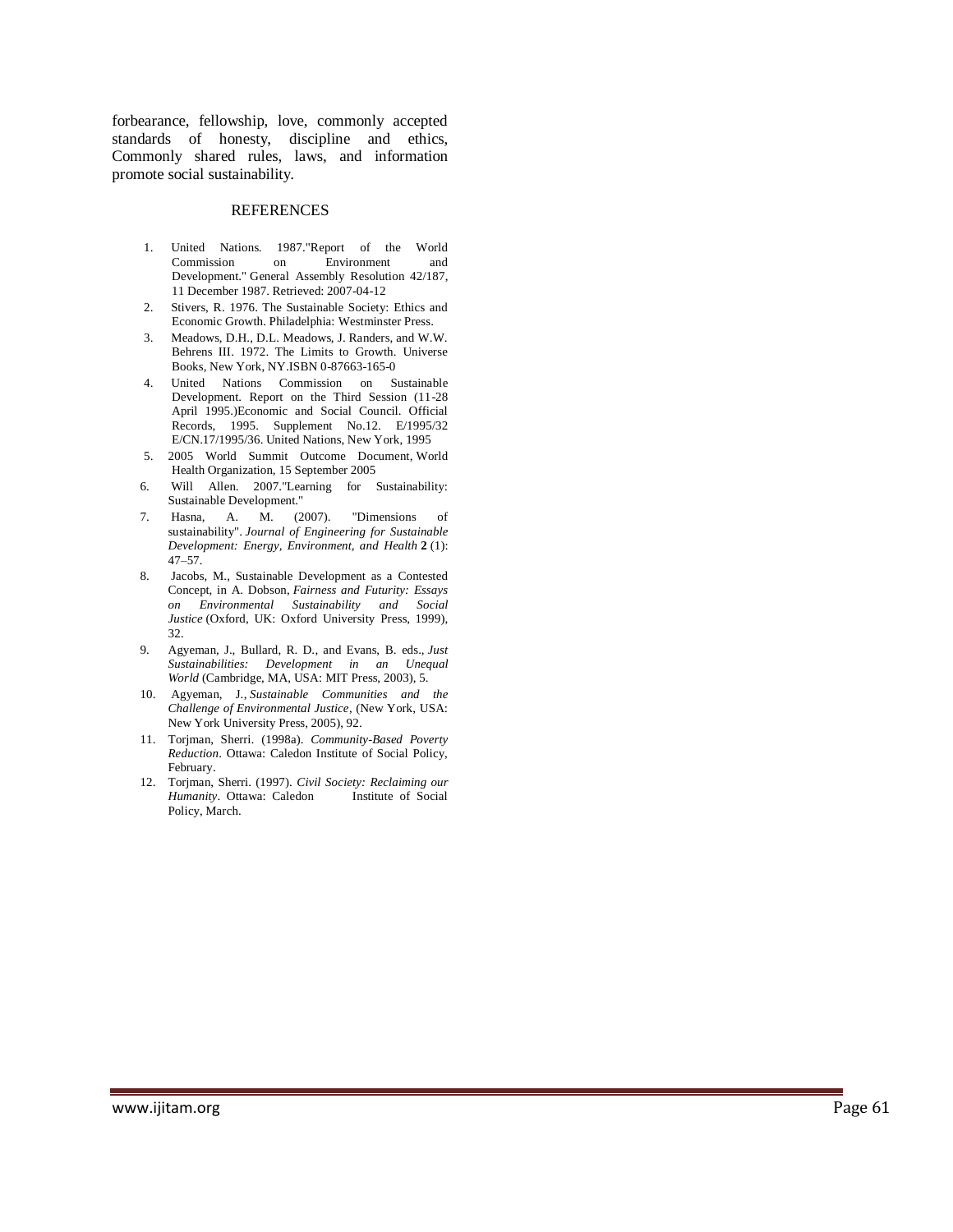forbearance, fellowship, love, commonly accepted standards of honesty, discipline and ethics, Commonly shared rules, laws, and information promote social sustainability.

## REFERENCES

1. United Nations. 1987."Report of the World Commission on Environment and Development." General Assembly Resolution 42/187, 11 December 1987. Retrieved: 2007-04-12
2. Stivers, R. 1976. The Sustainable Society: Ethics and Economic Growth. Philadelphia: Westminster Press.
3. Meadows, D.H., D.L. Meadows, J. Randers, and W.W. Behrens III. 1972. The Limits to Growth. Universe Books, New York, NY.ISBN 0-87663-165-0
4. United Nations Commission on Sustainable Development. Report on the Third Session (11-28 April 1995.)Economic and Social Council. Official Records, 1995. Supplement No.12. E/1995/32 E/CN.17/1995/36. United Nations, New York, 1995
5. 2005 World Summit Outcome Document, World Health Organization, 15 September 2005
6. Will Allen. 2007."Learning for Sustainability: Sustainable Development."
7. Hasna, A. M. (2007). "Dimensions of sustainability". *Journal of Engineering for Sustainable Development: Energy, Environment, and Health* **2** (1): 47–57.
8. Jacobs, M., Sustainable Development as a Contested Concept, in A. Dobson, *Fairness and Futurity: Essays on Environmental Sustainability and Social Justice* (Oxford, UK: Oxford University Press, 1999), 32.
9. Agyeman, J., Bullard, R. D., and Evans, B. eds., *Just Sustainabilities: Development in an Unequal World* (Cambridge, MA, USA: MIT Press, 2003), 5.
10. Agyeman, J., *Sustainable Communities and the Challenge of Environmental Justice*, (New York, USA: New York University Press, 2005), 92.
11. Torjman, Sherri. (1998a). *Community-Based Poverty Reduction*. Ottawa: Caledon Institute of Social Policy, February.
12. Torjman, Sherri. (1997). *Civil Society: Reclaiming our Humanity*. Ottawa: Caledon Institute of Social Policy, March.